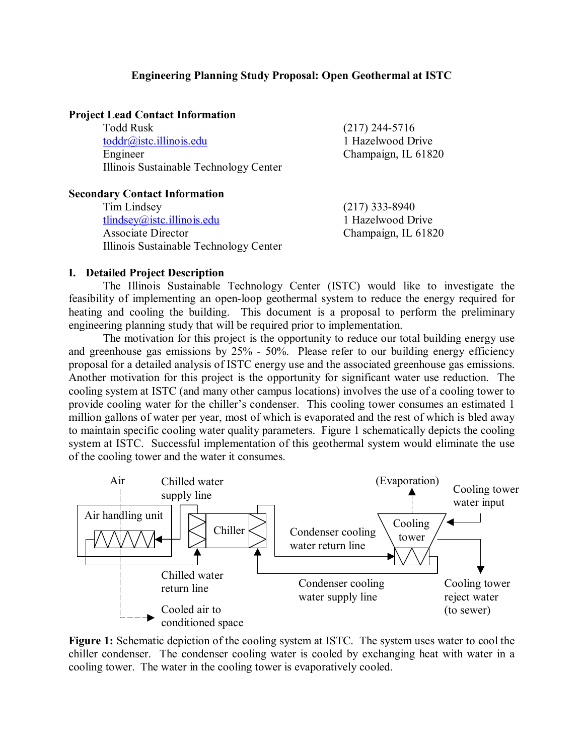**Engineering Planning Study Proposal: Open Geothermal at ISTC**

**Project Lead Contact Information**

Todd Rusk
toddr@istc.illinois.edu
Engineer
Illinois Sustainable Technology Center

(217) 244-5716
1 Hazelwood Drive
Champaign, IL 61820

**Secondary Contact Information**

Tim Lindsey
tlindsey@istc.illinois.edu
Associate Director
Illinois Sustainable Technology Center

(217) 333-8940
1 Hazelwood Drive
Champaign, IL 61820

## I. Detailed Project Description

The Illinois Sustainable Technology Center (ISTC) would like to investigate the feasibility of implementing an open-loop geothermal system to reduce the energy required for heating and cooling the building. This document is a proposal to perform the preliminary engineering planning study that will be required prior to implementation.

The motivation for this project is the opportunity to reduce our total building energy use and greenhouse gas emissions by 25% - 50%. Please refer to our building energy efficiency proposal for a detailed analysis of ISTC energy use and the associated greenhouse gas emissions. Another motivation for this project is the opportunity for significant water use reduction. The cooling system at ISTC (and many other campus locations) involves the use of a cooling tower to provide cooling water for the chiller's condenser. This cooling tower consumes an estimated 1 million gallons of water per year, most of which is evaporated and the rest of which is bled away to maintain specific cooling water quality parameters. Figure 1 schematically depicts the cooling system at ISTC. Successful implementation of this geothermal system would eliminate the use of the cooling tower and the water it consumes.

Air | Chilled water supply line | (Evaporation) | Cooling tower water input | Air handling unit | Chiller | Condenser cooling water return line | Cooling tower | Chilled water return line | Condenser cooling water supply line | Cooling tower reject water (to sewer) | Cooled air to conditioned space

**Figure 1:** Schematic depiction of the cooling system at ISTC. The system uses water to cool the chiller condenser. The condenser cooling water is cooled by exchanging heat with water in a cooling tower. The water in the cooling tower is evaporatively cooled.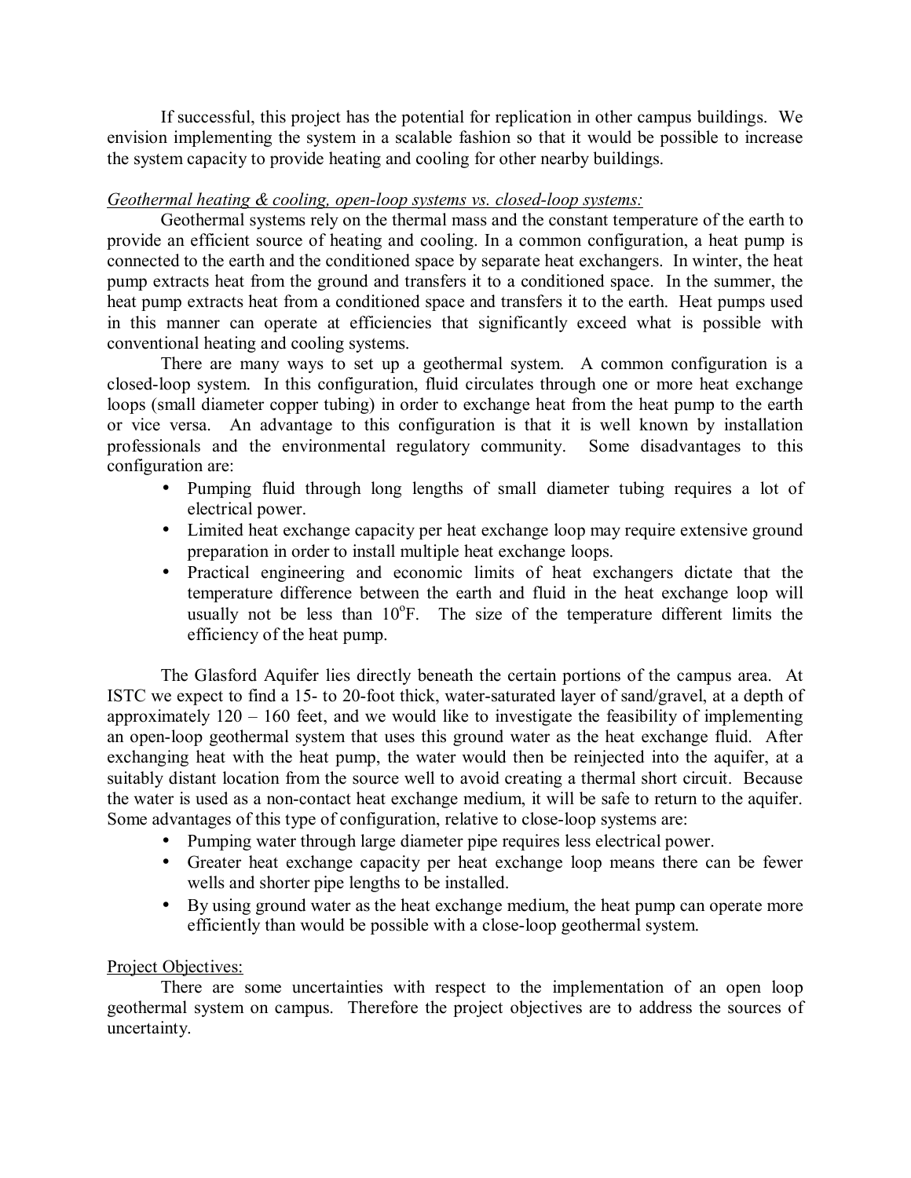If successful, this project has the potential for replication in other campus buildings. We envision implementing the system in a scalable fashion so that it would be possible to increase the system capacity to provide heating and cooling for other nearby buildings.

*Geothermal heating & cooling, open-loop systems vs. closed-loop systems:*

Geothermal systems rely on the thermal mass and the constant temperature of the earth to provide an efficient source of heating and cooling. In a common configuration, a heat pump is connected to the earth and the conditioned space by separate heat exchangers. In winter, the heat pump extracts heat from the ground and transfers it to a conditioned space. In the summer, the heat pump extracts heat from a conditioned space and transfers it to the earth. Heat pumps used in this manner can operate at efficiencies that significantly exceed what is possible with conventional heating and cooling systems.

There are many ways to set up a geothermal system. A common configuration is a closed-loop system. In this configuration, fluid circulates through one or more heat exchange loops (small diameter copper tubing) in order to exchange heat from the heat pump to the earth or vice versa. An advantage to this configuration is that it is well known by installation professionals and the environmental regulatory community. Some disadvantages to this configuration are:

- Pumping fluid through long lengths of small diameter tubing requires a lot of electrical power.
- Limited heat exchange capacity per heat exchange loop may require extensive ground preparation in order to install multiple heat exchange loops.
- Practical engineering and economic limits of heat exchangers dictate that the temperature difference between the earth and fluid in the heat exchange loop will usually not be less than 10°F. The size of the temperature different limits the efficiency of the heat pump.

The Glasford Aquifer lies directly beneath the certain portions of the campus area. At ISTC we expect to find a 15- to 20-foot thick, water-saturated layer of sand/gravel, at a depth of approximately 120 – 160 feet, and we would like to investigate the feasibility of implementing an open-loop geothermal system that uses this ground water as the heat exchange fluid. After exchanging heat with the heat pump, the water would then be reinjected into the aquifer, at a suitably distant location from the source well to avoid creating a thermal short circuit. Because the water is used as a non-contact heat exchange medium, it will be safe to return to the aquifer. Some advantages of this type of configuration, relative to close-loop systems are:

- Pumping water through large diameter pipe requires less electrical power.
- Greater heat exchange capacity per heat exchange loop means there can be fewer wells and shorter pipe lengths to be installed.
- By using ground water as the heat exchange medium, the heat pump can operate more efficiently than would be possible with a close-loop geothermal system.

Project Objectives:

There are some uncertainties with respect to the implementation of an open loop geothermal system on campus. Therefore the project objectives are to address the sources of uncertainty.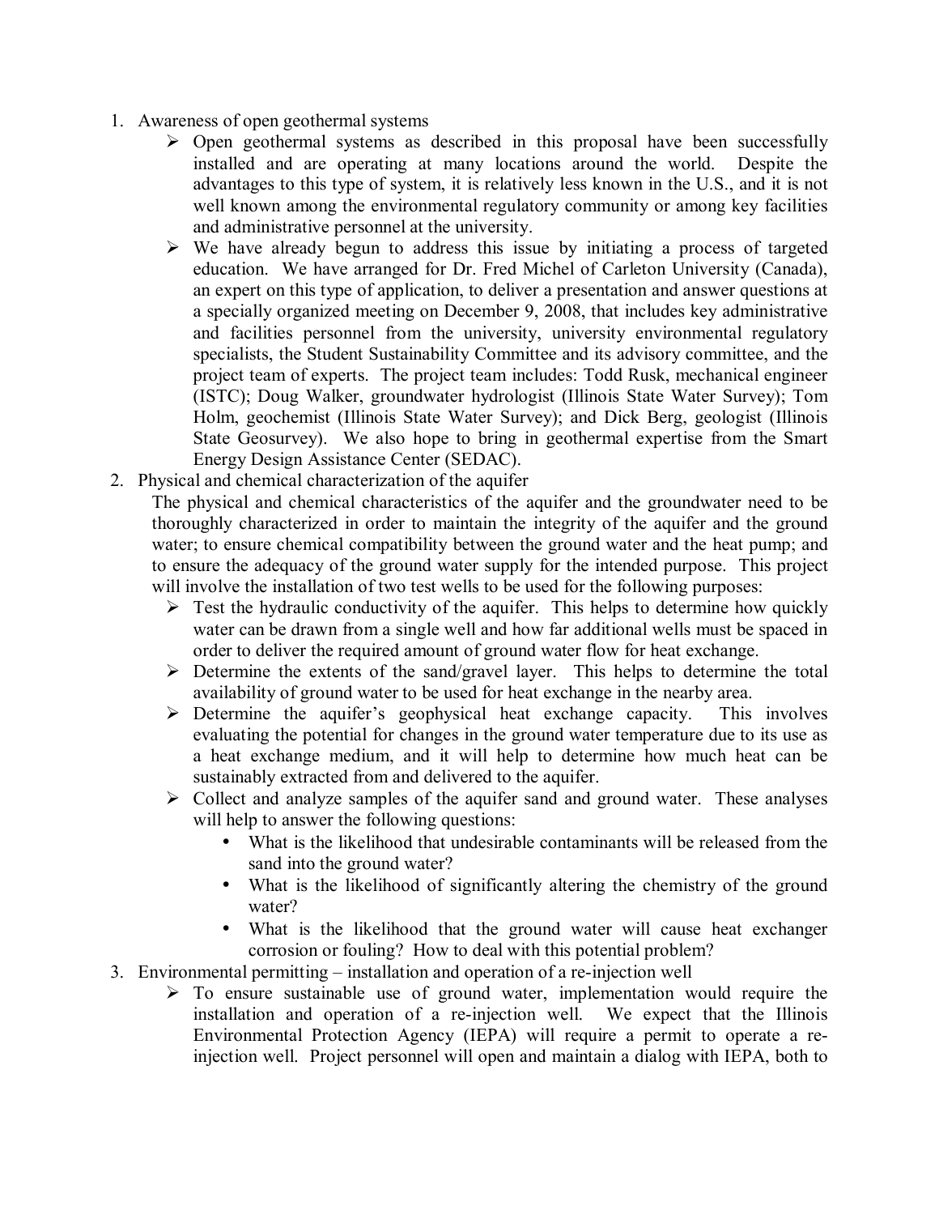1. Awareness of open geothermal systems
    - Open geothermal systems as described in this proposal have been successfully installed and are operating at many locations around the world. Despite the advantages to this type of system, it is relatively less known in the U.S., and it is not well known among the environmental regulatory community or among key facilities and administrative personnel at the university.
    - We have already begun to address this issue by initiating a process of targeted education. We have arranged for Dr. Fred Michel of Carleton University (Canada), an expert on this type of application, to deliver a presentation and answer questions at a specially organized meeting on December 9, 2008, that includes key administrative and facilities personnel from the university, university environmental regulatory specialists, the Student Sustainability Committee and its advisory committee, and the project team of experts. The project team includes: Todd Rusk, mechanical engineer (ISTC); Doug Walker, groundwater hydrologist (Illinois State Water Survey); Tom Holm, geochemist (Illinois State Water Survey); and Dick Berg, geologist (Illinois State Geosurvey). We also hope to bring in geothermal expertise from the Smart Energy Design Assistance Center (SEDAC).
2. Physical and chemical characterization of the aquifer

    The physical and chemical characteristics of the aquifer and the groundwater need to be thoroughly characterized in order to maintain the integrity of the aquifer and the ground water; to ensure chemical compatibility between the ground water and the heat pump; and to ensure the adequacy of the ground water supply for the intended purpose. This project will involve the installation of two test wells to be used for the following purposes:
    - Test the hydraulic conductivity of the aquifer. This helps to determine how quickly water can be drawn from a single well and how far additional wells must be spaced in order to deliver the required amount of ground water flow for heat exchange.
    - Determine the extents of the sand/gravel layer. This helps to determine the total availability of ground water to be used for heat exchange in the nearby area.
    - Determine the aquifer's geophysical heat exchange capacity. This involves evaluating the potential for changes in the ground water temperature due to its use as a heat exchange medium, and it will help to determine how much heat can be sustainably extracted from and delivered to the aquifer.
    - Collect and analyze samples of the aquifer sand and ground water. These analyses will help to answer the following questions:
        - What is the likelihood that undesirable contaminants will be released from the sand into the ground water?
        - What is the likelihood of significantly altering the chemistry of the ground water?
        - What is the likelihood that the ground water will cause heat exchanger corrosion or fouling? How to deal with this potential problem?
3. Environmental permitting – installation and operation of a re-injection well
    - To ensure sustainable use of ground water, implementation would require the installation and operation of a re-injection well. We expect that the Illinois Environmental Protection Agency (IEPA) will require a permit to operate a re-injection well. Project personnel will open and maintain a dialog with IEPA, both to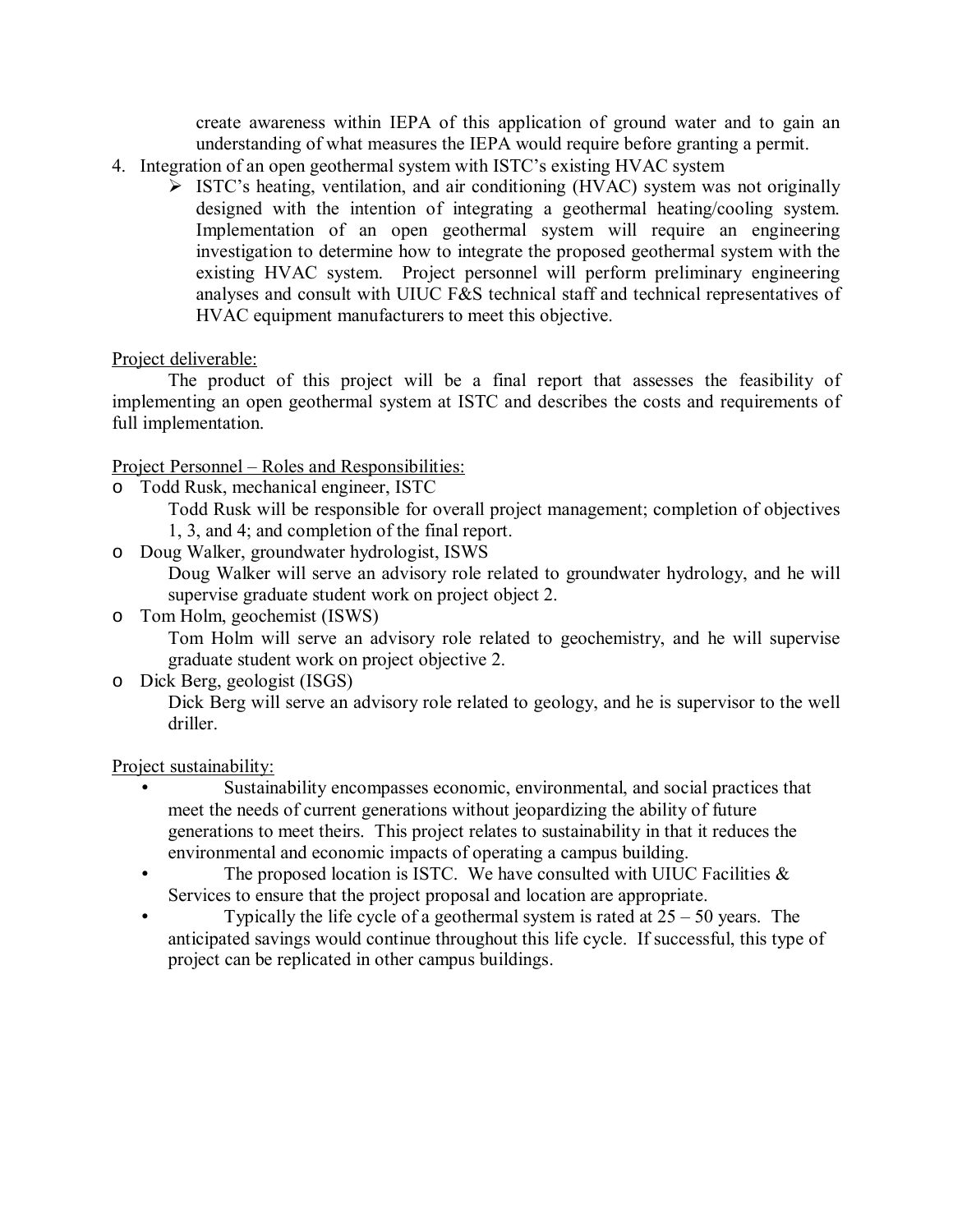create awareness within IEPA of this application of ground water and to gain an understanding of what measures the IEPA would require before granting a permit.

4. Integration of an open geothermal system with ISTC's existing HVAC system
   - ISTC's heating, ventilation, and air conditioning (HVAC) system was not originally designed with the intention of integrating a geothermal heating/cooling system. Implementation of an open geothermal system will require an engineering investigation to determine how to integrate the proposed geothermal system with the existing HVAC system. Project personnel will perform preliminary engineering analyses and consult with UIUC F&S technical staff and technical representatives of HVAC equipment manufacturers to meet this objective.

Project deliverable:

The product of this project will be a final report that assesses the feasibility of implementing an open geothermal system at ISTC and describes the costs and requirements of full implementation.

Project Personnel – Roles and Responsibilities:

- Todd Rusk, mechanical engineer, ISTC

  Todd Rusk will be responsible for overall project management; completion of objectives 1, 3, and 4; and completion of the final report.
- Doug Walker, groundwater hydrologist, ISWS

  Doug Walker will serve an advisory role related to groundwater hydrology, and he will supervise graduate student work on project object 2.
- Tom Holm, geochemist (ISWS)

  Tom Holm will serve an advisory role related to geochemistry, and he will supervise graduate student work on project objective 2.
- Dick Berg, geologist (ISGS)

  Dick Berg will serve an advisory role related to geology, and he is supervisor to the well driller.

Project sustainability:

- Sustainability encompasses economic, environmental, and social practices that meet the needs of current generations without jeopardizing the ability of future generations to meet theirs. This project relates to sustainability in that it reduces the environmental and economic impacts of operating a campus building.
- The proposed location is ISTC. We have consulted with UIUC Facilities & Services to ensure that the project proposal and location are appropriate.
- Typically the life cycle of a geothermal system is rated at 25 – 50 years. The anticipated savings would continue throughout this life cycle. If successful, this type of project can be replicated in other campus buildings.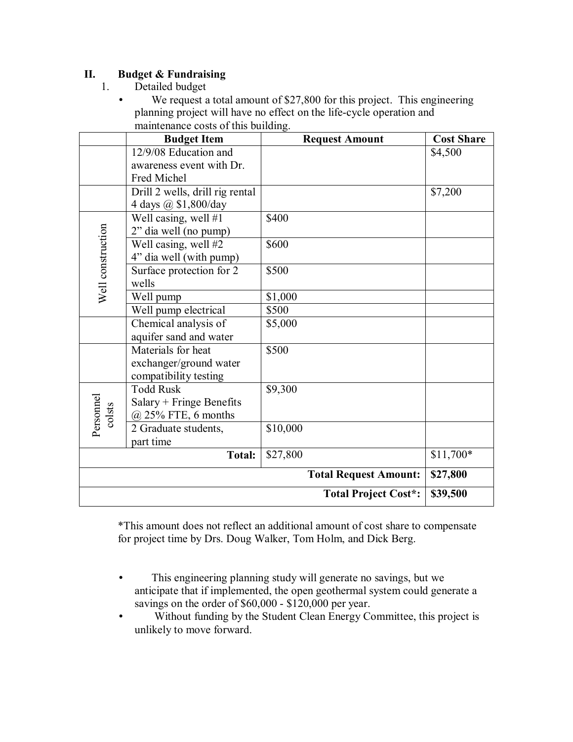## II. Budget & Fundraising

1. Detailed budget

- We request a total amount of $27,800 for this project. This engineering planning project will have no effect on the life-cycle operation and maintenance costs of this building.

| | Budget Item | Request Amount | Cost Share |
|---|---|---|---|
| | 12/9/08 Education and awareness event with Dr. Fred Michel | | $4,500 |
| | Drill 2 wells, drill rig rental 4 days @ $1,800/day | | $7,200 |
| Well construction | Well casing, well #1 2” dia well (no pump) | $400 | |
| Well construction | Well casing, well #2 4” dia well (with pump) | $600 | |
| Well construction | Surface protection for 2 wells | $500 | |
| Well construction | Well pump | $1,000 | |
| Well construction | Well pump electrical | $500 | |
| | Chemical analysis of aquifer sand and water | $5,000 | |
| | Materials for heat exchanger/ground water compatibility testing | $500 | |
| Personnel colsts | Todd Rusk Salary + Fringe Benefits @ 25% FTE, 6 months | $9,300 | |
| Personnel colsts | 2 Graduate students, part time | $10,000 | |
| | **Total:** | $27,800 | $11,700* |
| | | **Total Request Amount:** | **$27,800** |
| | | **Total Project Cost*:** | **$39,500** |

*This amount does not reflect an additional amount of cost share to compensate for project time by Drs. Doug Walker, Tom Holm, and Dick Berg.

- This engineering planning study will generate no savings, but we anticipate that if implemented, the open geothermal system could generate a savings on the order of $60,000 - $120,000 per year.
- Without funding by the Student Clean Energy Committee, this project is unlikely to move forward.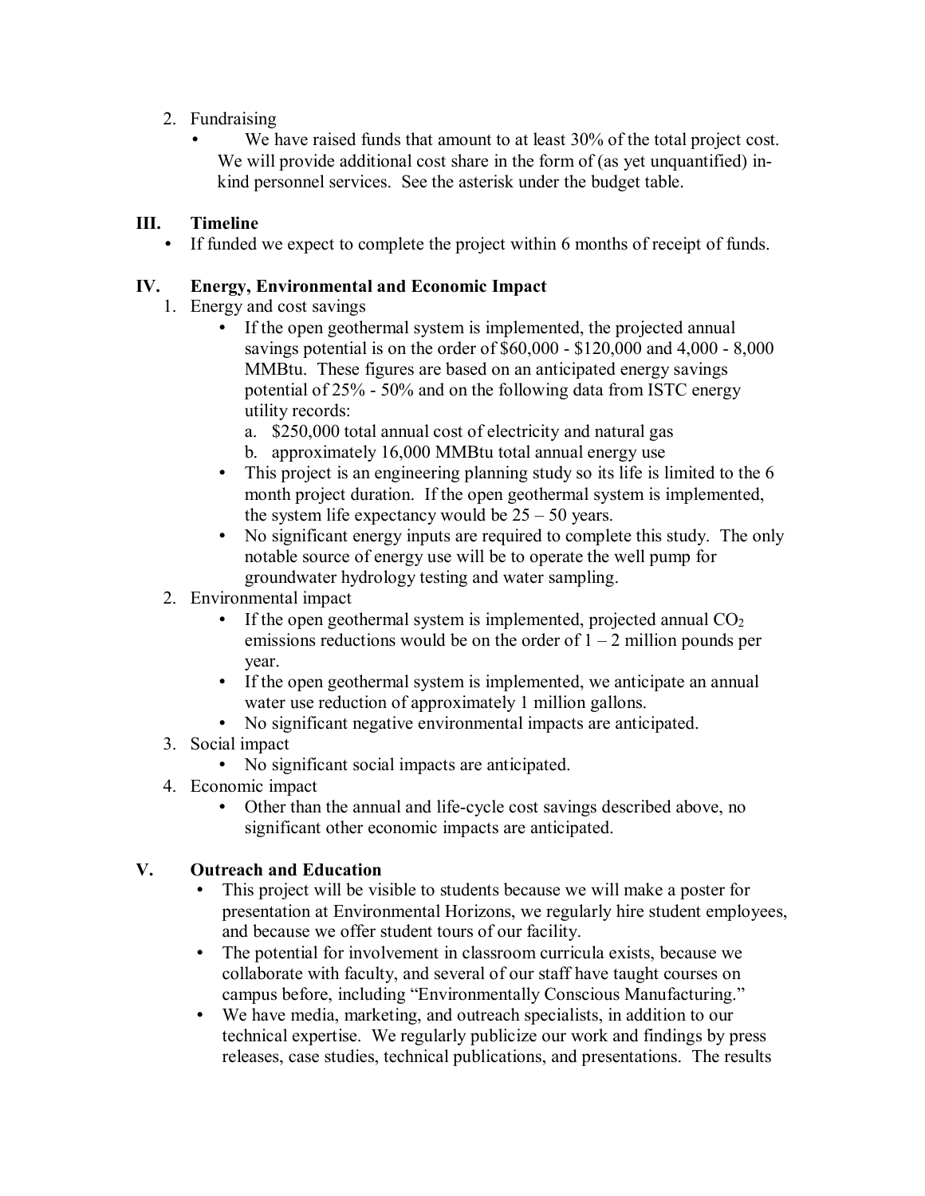2. Fundraising
   - We have raised funds that amount to at least 30% of the total project cost. We will provide additional cost share in the form of (as yet unquantified) in-kind personnel services. See the asterisk under the budget table.

## III. Timeline

- If funded we expect to complete the project within 6 months of receipt of funds.

## IV. Energy, Environmental and Economic Impact

1. Energy and cost savings
   - If the open geothermal system is implemented, the projected annual savings potential is on the order of $60,000 - $120,000 and 4,000 - 8,000 MMBtu. These figures are based on an anticipated energy savings potential of 25% - 50% and on the following data from ISTC energy utility records:
     a. $250,000 total annual cost of electricity and natural gas
     b. approximately 16,000 MMBtu total annual energy use
   - This project is an engineering planning study so its life is limited to the 6 month project duration. If the open geothermal system is implemented, the system life expectancy would be 25 – 50 years.
   - No significant energy inputs are required to complete this study. The only notable source of energy use will be to operate the well pump for groundwater hydrology testing and water sampling.
2. Environmental impact
   - If the open geothermal system is implemented, projected annual $CO_2$ emissions reductions would be on the order of 1 – 2 million pounds per year.
   - If the open geothermal system is implemented, we anticipate an annual water use reduction of approximately 1 million gallons.
   - No significant negative environmental impacts are anticipated.
3. Social impact
   - No significant social impacts are anticipated.
4. Economic impact
   - Other than the annual and life-cycle cost savings described above, no significant other economic impacts are anticipated.

## V. Outreach and Education

- This project will be visible to students because we will make a poster for presentation at Environmental Horizons, we regularly hire student employees, and because we offer student tours of our facility.
- The potential for involvement in classroom curricula exists, because we collaborate with faculty, and several of our staff have taught courses on campus before, including "Environmentally Conscious Manufacturing."
- We have media, marketing, and outreach specialists, in addition to our technical expertise. We regularly publicize our work and findings by press releases, case studies, technical publications, and presentations. The results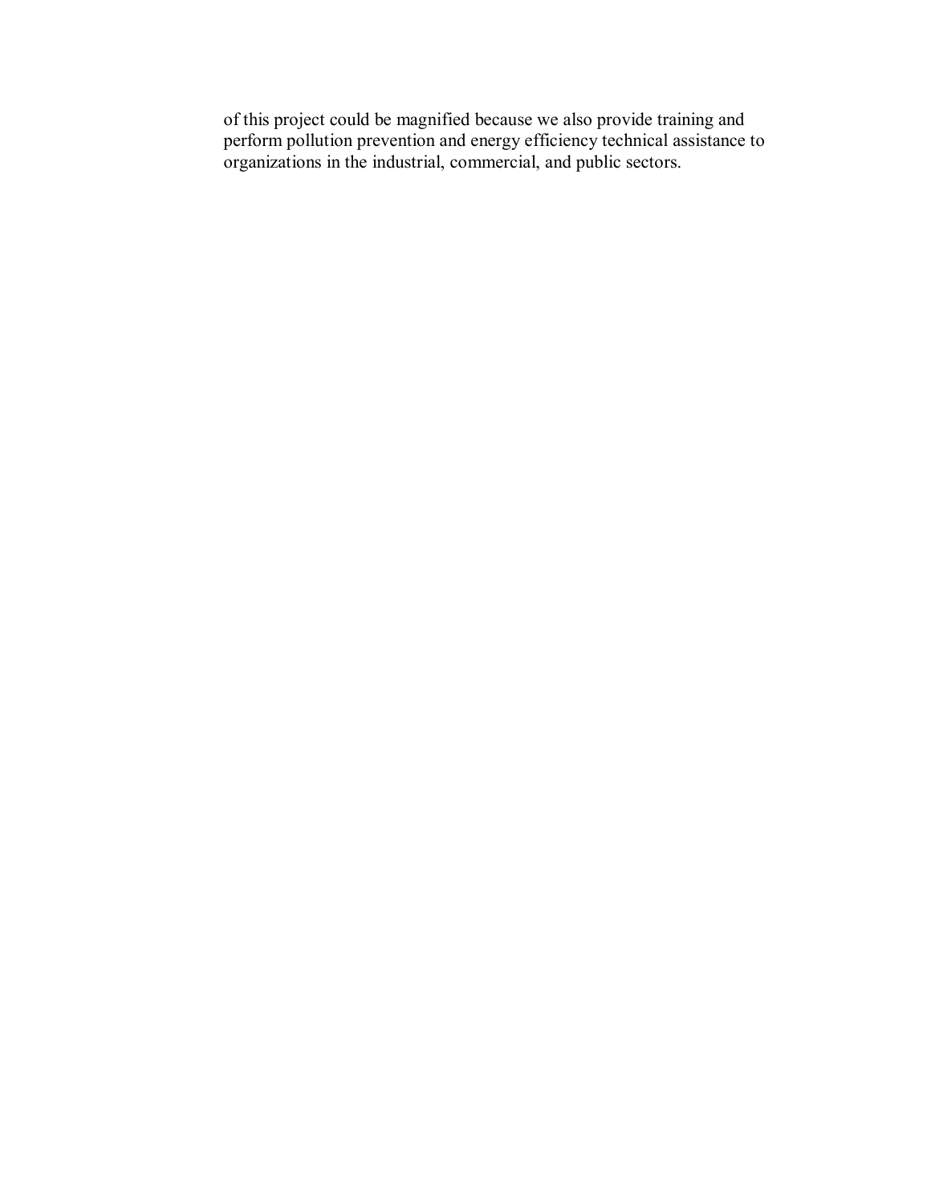of this project could be magnified because we also provide training and perform pollution prevention and energy efficiency technical assistance to organizations in the industrial, commercial, and public sectors.